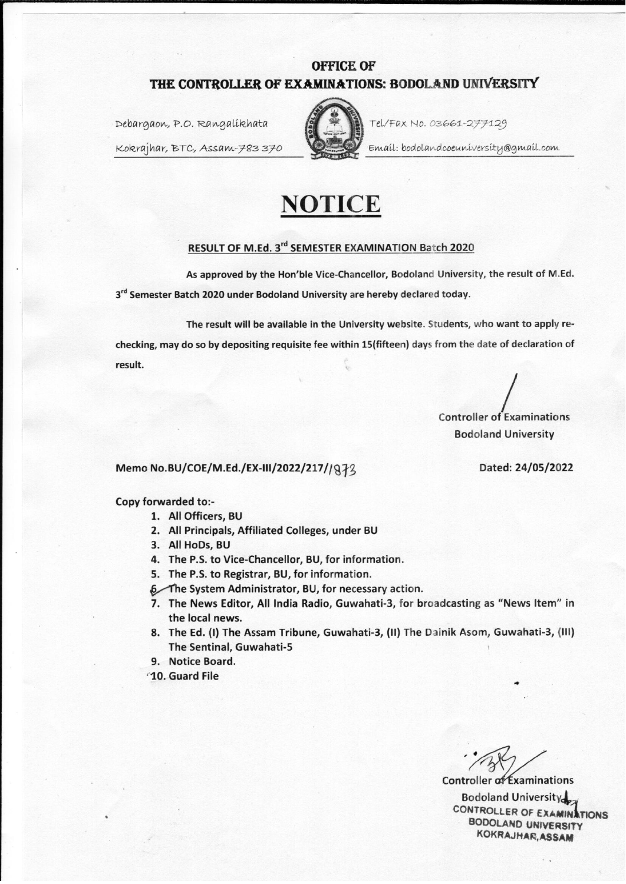# OFFICE OF

## THE CONTROLLER OF EXAMINATIONS: BODOLAND UNIVERSITY

Debargaon, P.O. Rangalikhata

Kokrajhar, BTC, Assam-783 370

Tel/Fax No. 03661-277129

Email: bodolandcoeuniversity@gmail.com

# NOTICE

**RESULT OF M.Ed. 3rd SEMESTER EXAMINATION Batch 2020**

As approved by the Hon'ble Vice-Chancellor, Bodoland University, the result of M.Ed. 3rd Semester Batch 2020 under Bodoland University are hereby declared today.

The result will be available in the University website. Students, who want to apply re-checking, may do so by depositing requisite fee within 15(fifteen) days from the date of declaration of result.

Controller of Examinations
Bodoland University

Memo No.BU/COE/M.Ed./EX-III/2022/217//1873

Dated: 24/05/2022

Copy forwarded to:-

1. All Officers, BU
2. All Principals, Affiliated Colleges, under BU
3. All HoDs, BU
4. The P.S. to Vice-Chancellor, BU, for information.
5. The P.S. to Registrar, BU, for information.
6. The System Administrator, BU, for necessary action.
7. The News Editor, All India Radio, Guwahati-3, for broadcasting as "News Item" in the local news.
8. The Ed. (I) The Assam Tribune, Guwahati-3, (II) The Dainik Asom, Guwahati-3, (III) The Sentinal, Guwahati-5
9. Notice Board.
10. Guard File

Controller of Examinations
Bodoland University

CONTROLLER OF EXAMINATIONS
BODOLAND UNIVERSITY
KOKRAJHAR, ASSAM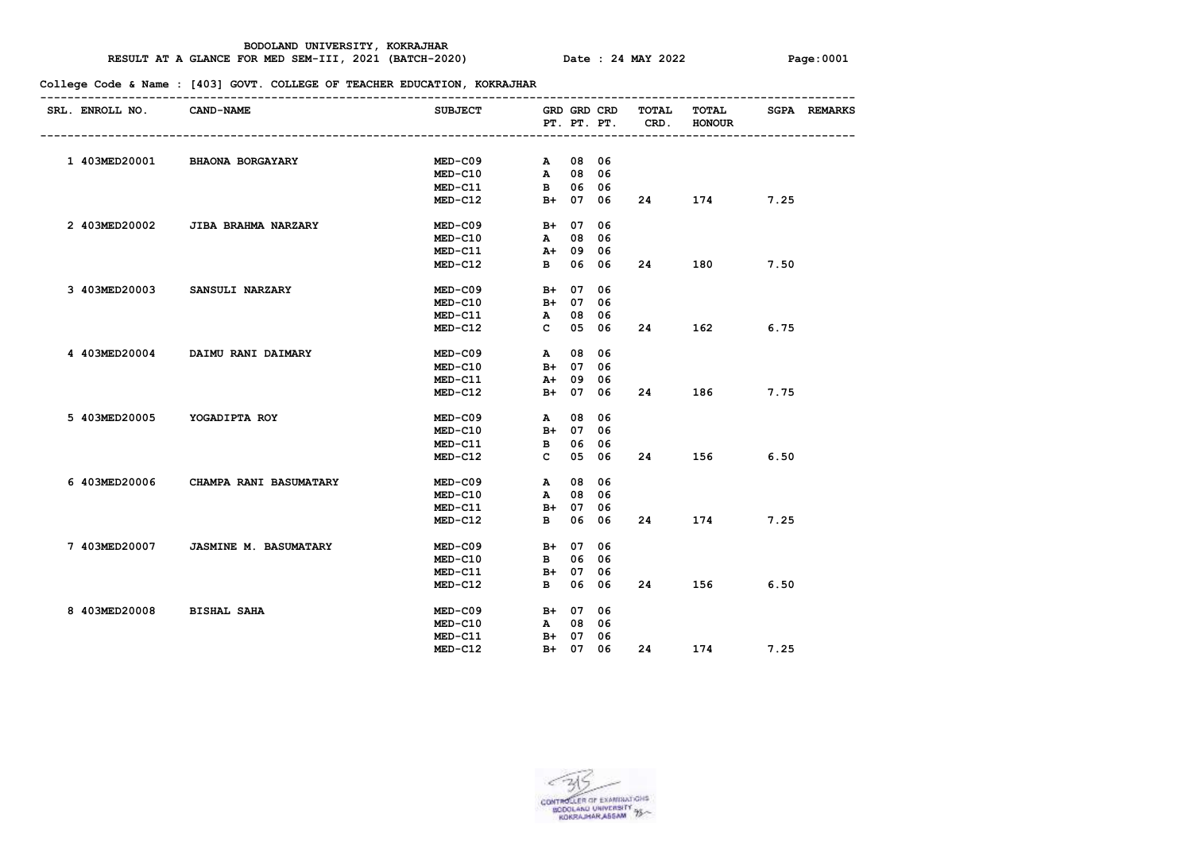BODOLAND UNIVERSITY, KOKRAJHAR

RESULT AT A GLANCE FOR MED SEM-III, 2021 (BATCH-2020) Date : 24 MAY 2022 Page:0001

College Code & Name : [403] GOVT. COLLEGE OF TEACHER EDUCATION, KOKRAJHAR

| SRL. | ENROLL NO. | CAND-NAME | SUBJECT | GRD | GRD PT. | CRD PT. | TOTAL CRD. | TOTAL HONOUR | SGPA | REMARKS |
|---|---|---|---|---|---|---|---|---|---|---|
| 1 | 403MED20001 | BHAONA BORGAYARY | MED-C09 | A | 08 | 06 | | | | |
| | | | MED-C10 | A | 08 | 06 | | | | |
| | | | MED-C11 | B | 06 | 06 | | | | |
| | | | MED-C12 | B+ | 07 | 06 | 24 | 174 | 7.25 | |
| 2 | 403MED20002 | JIBA BRAHMA NARZARY | MED-C09 | B+ | 07 | 06 | | | | |
| | | | MED-C10 | A | 08 | 06 | | | | |
| | | | MED-C11 | A+ | 09 | 06 | | | | |
| | | | MED-C12 | B | 06 | 06 | 24 | 180 | 7.50 | |
| 3 | 403MED20003 | SANSULI NARZARY | MED-C09 | B+ | 07 | 06 | | | | |
| | | | MED-C10 | B+ | 07 | 06 | | | | |
| | | | MED-C11 | A | 08 | 06 | | | | |
| | | | MED-C12 | C | 05 | 06 | 24 | 162 | 6.75 | |
| 4 | 403MED20004 | DAIMU RANI DAIMARY | MED-C09 | A | 08 | 06 | | | | |
| | | | MED-C10 | B+ | 07 | 06 | | | | |
| | | | MED-C11 | A+ | 09 | 06 | | | | |
| | | | MED-C12 | B+ | 07 | 06 | 24 | 186 | 7.75 | |
| 5 | 403MED20005 | YOGADIPTA ROY | MED-C09 | A | 08 | 06 | | | | |
| | | | MED-C10 | B+ | 07 | 06 | | | | |
| | | | MED-C11 | B | 06 | 06 | | | | |
| | | | MED-C12 | C | 05 | 06 | 24 | 156 | 6.50 | |
| 6 | 403MED20006 | CHAMPA RANI BASUMATARY | MED-C09 | A | 08 | 06 | | | | |
| | | | MED-C10 | A | 08 | 06 | | | | |
| | | | MED-C11 | B+ | 07 | 06 | | | | |
| | | | MED-C12 | B | 06 | 06 | 24 | 174 | 7.25 | |
| 7 | 403MED20007 | JASMINE M. BASUMATARY | MED-C09 | B+ | 07 | 06 | | | | |
| | | | MED-C10 | B | 06 | 06 | | | | |
| | | | MED-C11 | B+ | 07 | 06 | | | | |
| | | | MED-C12 | B | 06 | 06 | 24 | 156 | 6.50 | |
| 8 | 403MED20008 | BISHAL SAHA | MED-C09 | B+ | 07 | 06 | | | | |
| | | | MED-C10 | A | 08 | 06 | | | | |
| | | | MED-C11 | B+ | 07 | 06 | | | | |
| | | | MED-C12 | B+ | 07 | 06 | 24 | 174 | 7.25 | |

CONTROLLER OF EXAMINATIONS
BODOLAND UNIVERSITY
KOKRAJHAR,ASSAM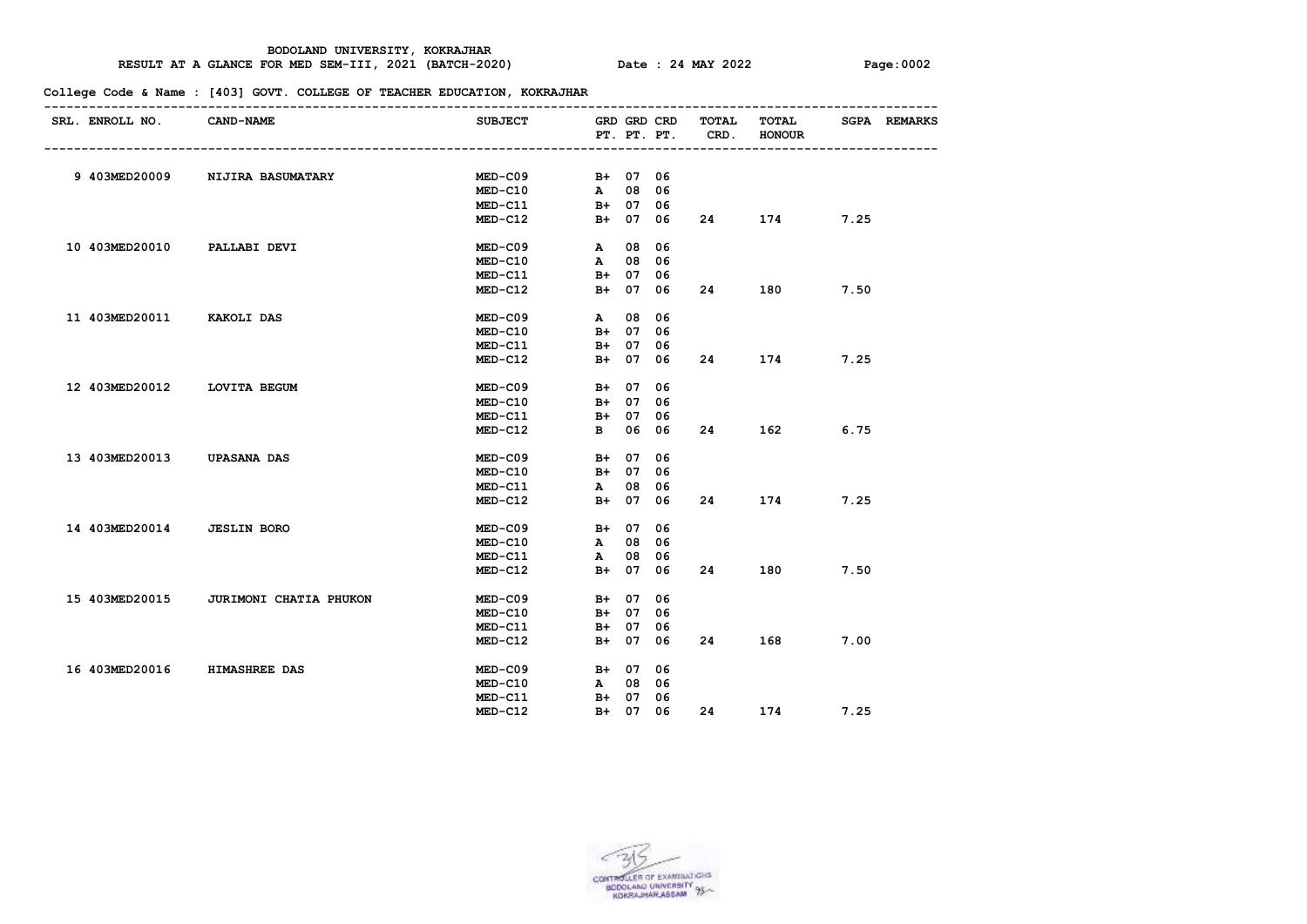BODOLAND UNIVERSITY, KOKRAJHAR

RESULT AT A GLANCE FOR MED SEM-III, 2021 (BATCH-2020) Date : 24 MAY 2022

**College Code & Name : [403] GOVT. COLLEGE OF TEACHER EDUCATION, KOKRAJHAR**

| SRL. | ENROLL NO. | CAND-NAME | SUBJECT | GRD | GRD PT. | CRD PT. | TOTAL CRD. | TOTAL HONOUR | SGPA | REMARKS |
|---|---|---|---|---|---|---|---|---|---|---|
| 9 | 403MED20009 | NIJIRA BASUMATARY | MED-C09 | B+ | 07 | 06 | | | | |
| | | | MED-C10 | A | 08 | 06 | | | | |
| | | | MED-C11 | B+ | 07 | 06 | | | | |
| | | | MED-C12 | B+ | 07 | 06 | 24 | 174 | 7.25 | |
| 10 | 403MED20010 | PALLABI DEVI | MED-C09 | A | 08 | 06 | | | | |
| | | | MED-C10 | A | 08 | 06 | | | | |
| | | | MED-C11 | B+ | 07 | 06 | | | | |
| | | | MED-C12 | B+ | 07 | 06 | 24 | 180 | 7.50 | |
| 11 | 403MED20011 | KAKOLI DAS | MED-C09 | A | 08 | 06 | | | | |
| | | | MED-C10 | B+ | 07 | 06 | | | | |
| | | | MED-C11 | B+ | 07 | 06 | | | | |
| | | | MED-C12 | B+ | 07 | 06 | 24 | 174 | 7.25 | |
| 12 | 403MED20012 | LOVITA BEGUM | MED-C09 | B+ | 07 | 06 | | | | |
| | | | MED-C10 | B+ | 07 | 06 | | | | |
| | | | MED-C11 | B+ | 07 | 06 | | | | |
| | | | MED-C12 | B | 06 | 06 | 24 | 162 | 6.75 | |
| 13 | 403MED20013 | UPASANA DAS | MED-C09 | B+ | 07 | 06 | | | | |
| | | | MED-C10 | B+ | 07 | 06 | | | | |
| | | | MED-C11 | A | 08 | 06 | | | | |
| | | | MED-C12 | B+ | 07 | 06 | 24 | 174 | 7.25 | |
| 14 | 403MED20014 | JESLIN BORO | MED-C09 | B+ | 07 | 06 | | | | |
| | | | MED-C10 | A | 08 | 06 | | | | |
| | | | MED-C11 | A | 08 | 06 | | | | |
| | | | MED-C12 | B+ | 07 | 06 | 24 | 180 | 7.50 | |
| 15 | 403MED20015 | JURIMONI CHATIA PHUKON | MED-C09 | B+ | 07 | 06 | | | | |
| | | | MED-C10 | B+ | 07 | 06 | | | | |
| | | | MED-C11 | B+ | 07 | 06 | | | | |
| | | | MED-C12 | B+ | 07 | 06 | 24 | 168 | 7.00 | |
| 16 | 403MED20016 | HIMASHREE DAS | MED-C09 | B+ | 07 | 06 | | | | |
| | | | MED-C10 | A | 08 | 06 | | | | |
| | | | MED-C11 | B+ | 07 | 06 | | | | |
| | | | MED-C12 | B+ | 07 | 06 | 24 | 174 | 7.25 | |

CONTROLLER OF EXAMINATIONS
BODOLAND UNIVERSITY
KOKRAJHAR, ASSAM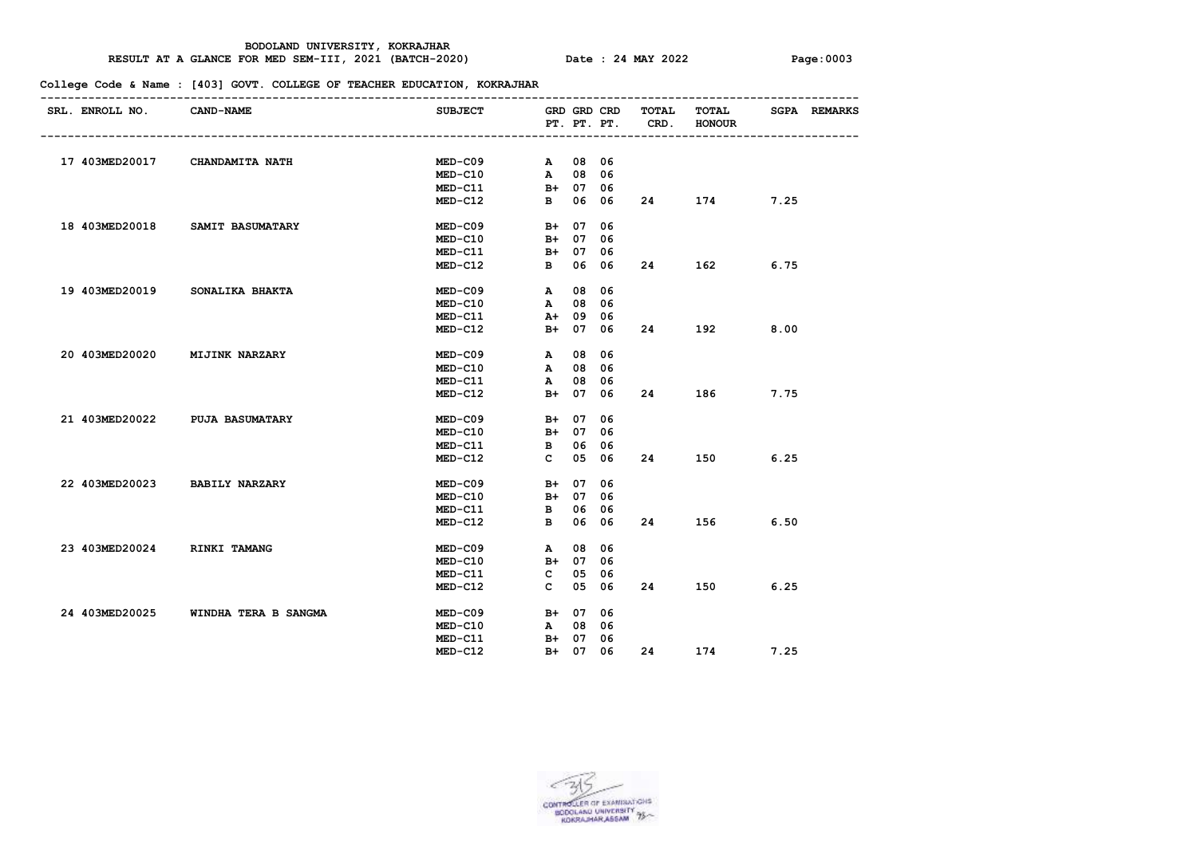BODOLAND UNIVERSITY, KOKRAJHAR

RESULT AT A GLANCE FOR MED SEM-III, 2021 (BATCH-2020) Date : 24 MAY 2022

**College Code & Name : [403] GOVT. COLLEGE OF TEACHER EDUCATION, KOKRAJHAR**

| SRL. | ENROLL NO. | CAND-NAME | SUBJECT | GRD | GRD PT. | CRD PT. | TOTAL CRD. | TOTAL HONOUR | SGPA | REMARKS |
|---|---|---|---|---|---|---|---|---|---|---|
| 17 | 403MED20017 | CHANDAMITA NATH | MED-C09 | A | 08 | 06 | | | | |
| | | | MED-C10 | A | 08 | 06 | | | | |
| | | | MED-C11 | B+ | 07 | 06 | | | | |
| | | | MED-C12 | B | 06 | 06 | 24 | 174 | 7.25 | |
| 18 | 403MED20018 | SAMIT BASUMATARY | MED-C09 | B+ | 07 | 06 | | | | |
| | | | MED-C10 | B+ | 07 | 06 | | | | |
| | | | MED-C11 | B+ | 07 | 06 | | | | |
| | | | MED-C12 | B | 06 | 06 | 24 | 162 | 6.75 | |
| 19 | 403MED20019 | SONALIKA BHAKTA | MED-C09 | A | 08 | 06 | | | | |
| | | | MED-C10 | A | 08 | 06 | | | | |
| | | | MED-C11 | A+ | 09 | 06 | | | | |
| | | | MED-C12 | B+ | 07 | 06 | 24 | 192 | 8.00 | |
| 20 | 403MED20020 | MIJINK NARZARY | MED-C09 | A | 08 | 06 | | | | |
| | | | MED-C10 | A | 08 | 06 | | | | |
| | | | MED-C11 | A | 08 | 06 | | | | |
| | | | MED-C12 | B+ | 07 | 06 | 24 | 186 | 7.75 | |
| 21 | 403MED20022 | PUJA BASUMATARY | MED-C09 | B+ | 07 | 06 | | | | |
| | | | MED-C10 | B+ | 07 | 06 | | | | |
| | | | MED-C11 | B | 06 | 06 | | | | |
| | | | MED-C12 | C | 05 | 06 | 24 | 150 | 6.25 | |
| 22 | 403MED20023 | BABILY NARZARY | MED-C09 | B+ | 07 | 06 | | | | |
| | | | MED-C10 | B+ | 07 | 06 | | | | |
| | | | MED-C11 | B | 06 | 06 | | | | |
| | | | MED-C12 | B | 06 | 06 | 24 | 156 | 6.50 | |
| 23 | 403MED20024 | RINKI TAMANG | MED-C09 | A | 08 | 06 | | | | |
| | | | MED-C10 | B+ | 07 | 06 | | | | |
| | | | MED-C11 | C | 05 | 06 | | | | |
| | | | MED-C12 | C | 05 | 06 | 24 | 150 | 6.25 | |
| 24 | 403MED20025 | WINDHA TERA B SANGMA | MED-C09 | B+ | 07 | 06 | | | | |
| | | | MED-C10 | A | 08 | 06 | | | | |
| | | | MED-C11 | B+ | 07 | 06 | | | | |
| | | | MED-C12 | B+ | 07 | 06 | 24 | 174 | 7.25 | |

CONTROLLER OF EXAMINATIONS
BODOLAND UNIVERSITY
KOKRAJHAR, ASSAM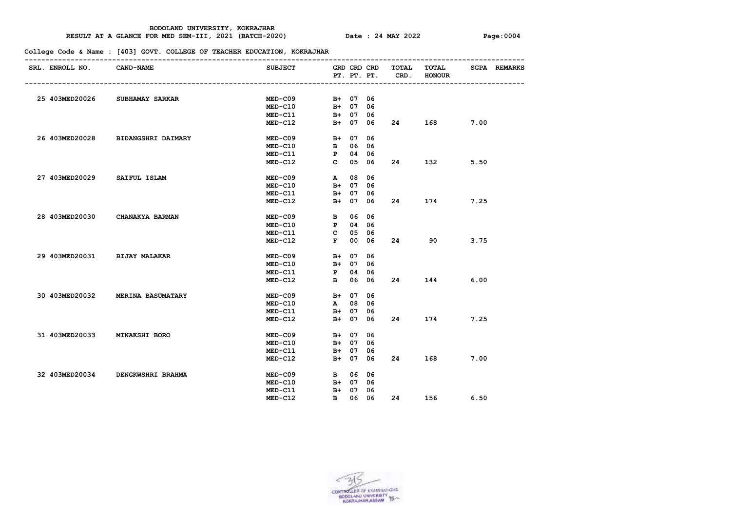BODOLAND UNIVERSITY, KOKRAJHAR

RESULT AT A GLANCE FOR MED SEM-III, 2021 (BATCH-2020) Date : 24 MAY 2022

College Code & Name : [403] GOVT. COLLEGE OF TEACHER EDUCATION, KOKRAJHAR

| SRL. | ENROLL NO. | CAND-NAME | SUBJECT | GRD | GRD PT. | CRD PT. | TOTAL CRD. | TOTAL HONOUR | SGPA | REMARKS |
|---|---|---|---|---|---|---|---|---|---|---|
| 25 | 403MED20026 | SUBHAMAY SARKAR | MED-C09 | B+ | 07 | 06 | | | | |
| | | | MED-C10 | B+ | 07 | 06 | | | | |
| | | | MED-C11 | B+ | 07 | 06 | | | | |
| | | | MED-C12 | B+ | 07 | 06 | 24 | 168 | 7.00 | |
| 26 | 403MED20028 | BIDANGSHRI DAIMARY | MED-C09 | B+ | 07 | 06 | | | | |
| | | | MED-C10 | B | 06 | 06 | | | | |
| | | | MED-C11 | P | 04 | 06 | | | | |
| | | | MED-C12 | C | 05 | 06 | 24 | 132 | 5.50 | |
| 27 | 403MED20029 | SAIFUL ISLAM | MED-C09 | A | 08 | 06 | | | | |
| | | | MED-C10 | B+ | 07 | 06 | | | | |
| | | | MED-C11 | B+ | 07 | 06 | | | | |
| | | | MED-C12 | B+ | 07 | 06 | 24 | 174 | 7.25 | |
| 28 | 403MED20030 | CHANAKYA BARMAN | MED-C09 | B | 06 | 06 | | | | |
| | | | MED-C10 | P | 04 | 06 | | | | |
| | | | MED-C11 | C | 05 | 06 | | | | |
| | | | MED-C12 | F | 00 | 06 | 24 | 90 | 3.75 | |
| 29 | 403MED20031 | BIJAY MALAKAR | MED-C09 | B+ | 07 | 06 | | | | |
| | | | MED-C10 | B+ | 07 | 06 | | | | |
| | | | MED-C11 | P | 04 | 06 | | | | |
| | | | MED-C12 | B | 06 | 06 | 24 | 144 | 6.00 | |
| 30 | 403MED20032 | MERINA BASUMATARY | MED-C09 | B+ | 07 | 06 | | | | |
| | | | MED-C10 | A | 08 | 06 | | | | |
| | | | MED-C11 | B+ | 07 | 06 | | | | |
| | | | MED-C12 | B+ | 07 | 06 | 24 | 174 | 7.25 | |
| 31 | 403MED20033 | MINAKSHI BORO | MED-C09 | B+ | 07 | 06 | | | | |
| | | | MED-C10 | B+ | 07 | 06 | | | | |
| | | | MED-C11 | B+ | 07 | 06 | | | | |
| | | | MED-C12 | B+ | 07 | 06 | 24 | 168 | 7.00 | |
| 32 | 403MED20034 | DENGKWSHRI BRAHMA | MED-C09 | B | 06 | 06 | | | | |
| | | | MED-C10 | B+ | 07 | 06 | | | | |
| | | | MED-C11 | B+ | 07 | 06 | | | | |
| | | | MED-C12 | B | 06 | 06 | 24 | 156 | 6.50 | |

CONTROLLER OF EXAMINATIONS
BODOLAND UNIVERSITY
KOKRAJHAR,ASSAM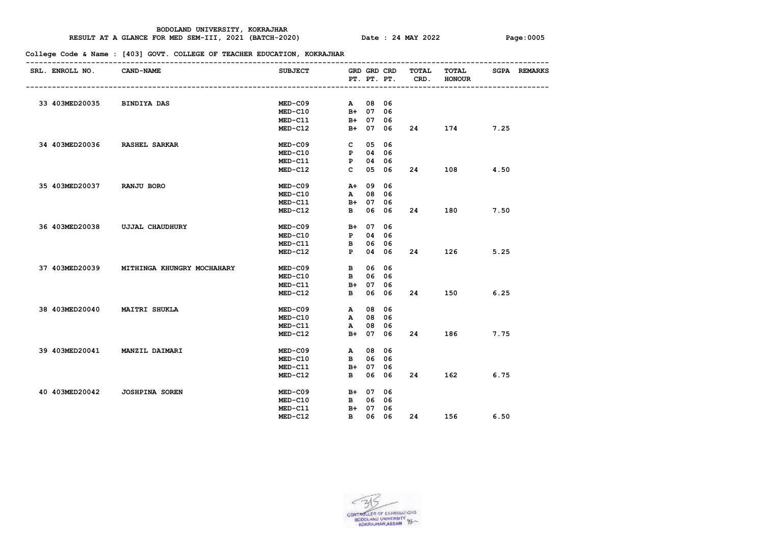BODOLAND UNIVERSITY, KOKRAJHAR

RESULT AT A GLANCE FOR MED SEM-III, 2021 (BATCH-2020) Date : 24 MAY 2022

College Code & Name : [403] GOVT. COLLEGE OF TEACHER EDUCATION, KOKRAJHAR

| SRL. | ENROLL NO. | CAND-NAME | SUBJECT | GRD | GRD PT. | CRD PT. | TOTAL CRD. | TOTAL HONOUR | SGPA | REMARKS |
|---|---|---|---|---|---|---|---|---|---|---|
| 33 | 403MED20035 | BINDIYA DAS | MED-C09 | A | 08 | 06 | | | | |
| | | | MED-C10 | B+ | 07 | 06 | | | | |
| | | | MED-C11 | B+ | 07 | 06 | | | | |
| | | | MED-C12 | B+ | 07 | 06 | 24 | 174 | 7.25 | |
| 34 | 403MED20036 | RASHEL SARKAR | MED-C09 | C | 05 | 06 | | | | |
| | | | MED-C10 | P | 04 | 06 | | | | |
| | | | MED-C11 | P | 04 | 06 | | | | |
| | | | MED-C12 | C | 05 | 06 | 24 | 108 | 4.50 | |
| 35 | 403MED20037 | RANJU BORO | MED-C09 | A+ | 09 | 06 | | | | |
| | | | MED-C10 | A | 08 | 06 | | | | |
| | | | MED-C11 | B+ | 07 | 06 | | | | |
| | | | MED-C12 | B | 06 | 06 | 24 | 180 | 7.50 | |
| 36 | 403MED20038 | UJJAL CHAUDHURY | MED-C09 | B+ | 07 | 06 | | | | |
| | | | MED-C10 | P | 04 | 06 | | | | |
| | | | MED-C11 | B | 06 | 06 | | | | |
| | | | MED-C12 | P | 04 | 06 | 24 | 126 | 5.25 | |
| 37 | 403MED20039 | MITHINGA KHUNGRY MOCHAHARY | MED-C09 | B | 06 | 06 | | | | |
| | | | MED-C10 | B | 06 | 06 | | | | |
| | | | MED-C11 | B+ | 07 | 06 | | | | |
| | | | MED-C12 | B | 06 | 06 | 24 | 150 | 6.25 | |
| 38 | 403MED20040 | MAITRI SHUKLA | MED-C09 | A | 08 | 06 | | | | |
| | | | MED-C10 | A | 08 | 06 | | | | |
| | | | MED-C11 | A | 08 | 06 | | | | |
| | | | MED-C12 | B+ | 07 | 06 | 24 | 186 | 7.75 | |
| 39 | 403MED20041 | MANZIL DAIMARI | MED-C09 | A | 08 | 06 | | | | |
| | | | MED-C10 | B | 06 | 06 | | | | |
| | | | MED-C11 | B+ | 07 | 06 | | | | |
| | | | MED-C12 | B | 06 | 06 | 24 | 162 | 6.75 | |
| 40 | 403MED20042 | JOSHPINA SOREN | MED-C09 | B+ | 07 | 06 | | | | |
| | | | MED-C10 | B | 06 | 06 | | | | |
| | | | MED-C11 | B+ | 07 | 06 | | | | |
| | | | MED-C12 | B | 06 | 06 | 24 | 156 | 6.50 | |

CONTROLLER OF EXAMINATIONS
BODOLAND UNIVERSITY
KOKRAJHAR,ASSAM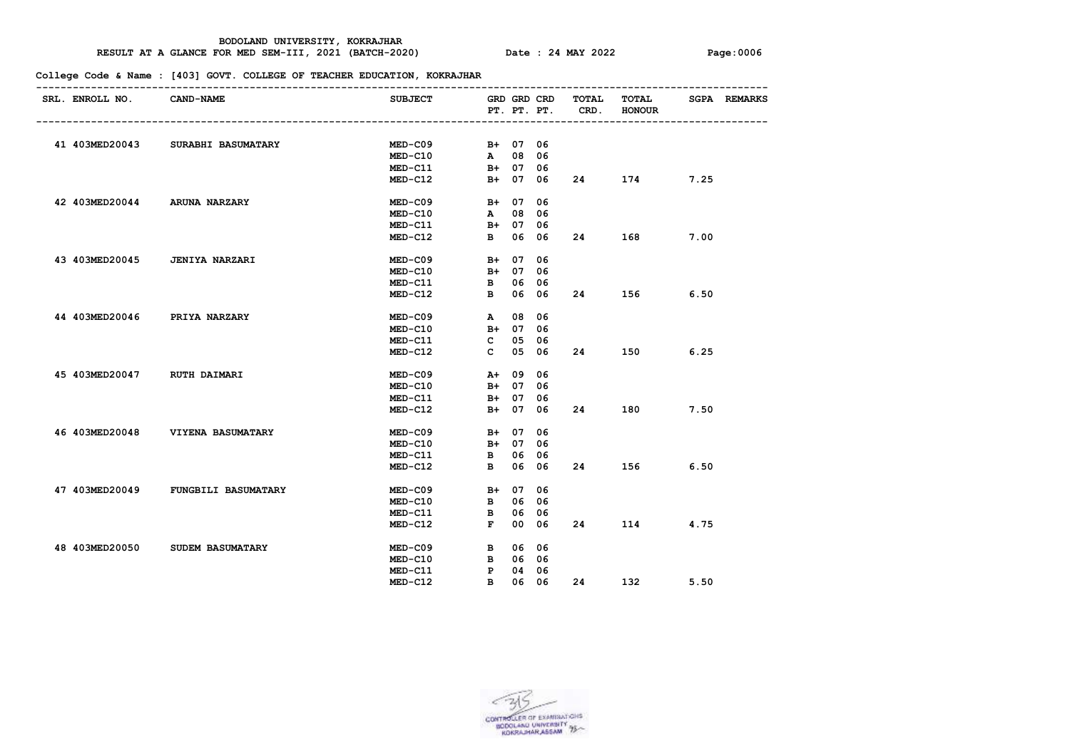**BODOLAND UNIVERSITY, KOKRAJHAR**

**RESULT AT A GLANCE FOR MED SEM-III, 2021 (BATCH-2020)** Date : 24 MAY 2022

**College Code & Name : [403] GOVT. COLLEGE OF TEACHER EDUCATION, KOKRAJHAR**

| SRL. | ENROLL NO. | CAND-NAME | SUBJECT | GRD | GRD PT. | CRD PT. | TOTAL CRD. | TOTAL HONOUR | SGPA | REMARKS |
|---|---|---|---|---|---|---|---|---|---|---|
| 41 | 403MED20043 | SURABHI BASUMATARY | MED-C09 | B+ | 07 | 06 | | | | |
| | | | MED-C10 | A | 08 | 06 | | | | |
| | | | MED-C11 | B+ | 07 | 06 | | | | |
| | | | MED-C12 | B+ | 07 | 06 | 24 | 174 | 7.25 | |
| 42 | 403MED20044 | ARUNA NARZARY | MED-C09 | B+ | 07 | 06 | | | | |
| | | | MED-C10 | A | 08 | 06 | | | | |
| | | | MED-C11 | B+ | 07 | 06 | | | | |
| | | | MED-C12 | B | 06 | 06 | 24 | 168 | 7.00 | |
| 43 | 403MED20045 | JENIYA NARZARI | MED-C09 | B+ | 07 | 06 | | | | |
| | | | MED-C10 | B+ | 07 | 06 | | | | |
| | | | MED-C11 | B | 06 | 06 | | | | |
| | | | MED-C12 | B | 06 | 06 | 24 | 156 | 6.50 | |
| 44 | 403MED20046 | PRIYA NARZARY | MED-C09 | A | 08 | 06 | | | | |
| | | | MED-C10 | B+ | 07 | 06 | | | | |
| | | | MED-C11 | C | 05 | 06 | | | | |
| | | | MED-C12 | C | 05 | 06 | 24 | 150 | 6.25 | |
| 45 | 403MED20047 | RUTH DAIMARI | MED-C09 | A+ | 09 | 06 | | | | |
| | | | MED-C10 | B+ | 07 | 06 | | | | |
| | | | MED-C11 | B+ | 07 | 06 | | | | |
| | | | MED-C12 | B+ | 07 | 06 | 24 | 180 | 7.50 | |
| 46 | 403MED20048 | VIYENA BASUMATARY | MED-C09 | B+ | 07 | 06 | | | | |
| | | | MED-C10 | B+ | 07 | 06 | | | | |
| | | | MED-C11 | B | 06 | 06 | | | | |
| | | | MED-C12 | B | 06 | 06 | 24 | 156 | 6.50 | |
| 47 | 403MED20049 | FUNGBILI BASUMATARY | MED-C09 | B+ | 07 | 06 | | | | |
| | | | MED-C10 | B | 06 | 06 | | | | |
| | | | MED-C11 | B | 06 | 06 | | | | |
| | | | MED-C12 | F | 00 | 06 | 24 | 114 | 4.75 | |
| 48 | 403MED20050 | SUDEM BASUMATARY | MED-C09 | B | 06 | 06 | | | | |
| | | | MED-C10 | B | 06 | 06 | | | | |
| | | | MED-C11 | P | 04 | 06 | | | | |
| | | | MED-C12 | B | 06 | 06 | 24 | 132 | 5.50 | |

CONTROLLER OF EXAMINATIONS
BODOLAND UNIVERSITY
KOKRAJHAR,ASSAM